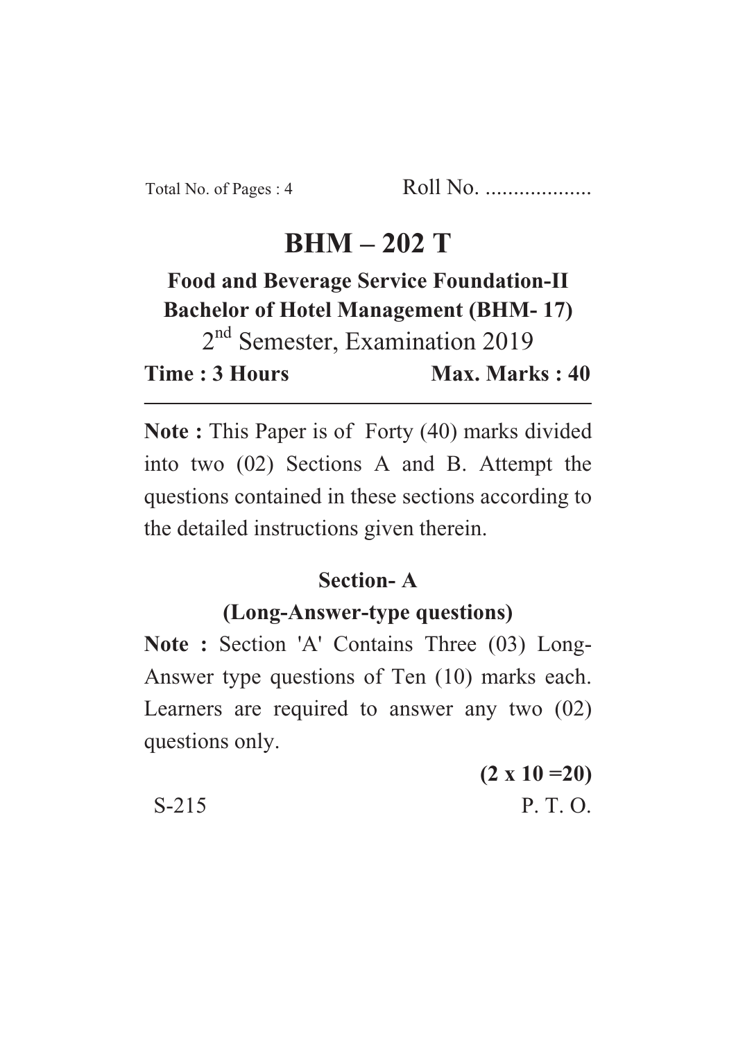Total No. of Pages : 4 Roll No. ...................

# BHM – 202 T

## Food and Beverage Service Foundation-II
## Bachelor of Hotel Management (BHM- 17)

2nd Semester, Examination 2019

**Time : 3 Hours** **Max. Marks : 40**

---

**Note :** This Paper is of Forty (40) marks divided into two (02) Sections A and B. Attempt the questions contained in these sections according to the detailed instructions given therein.

### Section- A
### (Long-Answer-type questions)

**Note :** Section 'A' Contains Three (03) Long-Answer type questions of Ten (10) marks each. Learners are required to answer any two (02) questions only.

**(2 x 10 =20)**

S-215 P. T. O.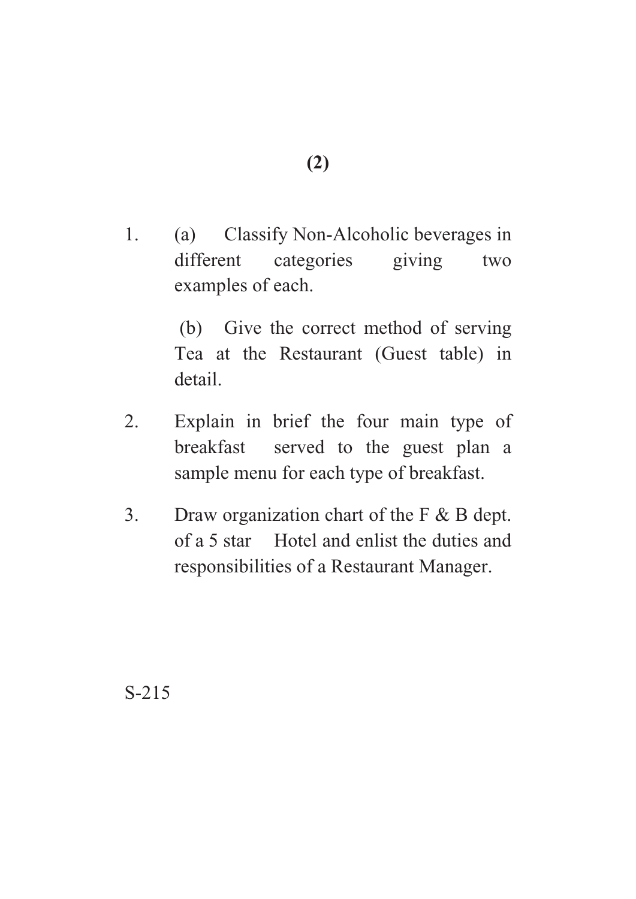1. (a) Classify Non-Alcoholic beverages in different categories giving two examples of each.

   (b) Give the correct method of serving Tea at the Restaurant (Guest table) in detail.

2. Explain in brief the four main type of breakfast served to the guest plan a sample menu for each type of breakfast.

3. Draw organization chart of the F & B dept. of a 5 star Hotel and enlist the duties and responsibilities of a Restaurant Manager.

S-215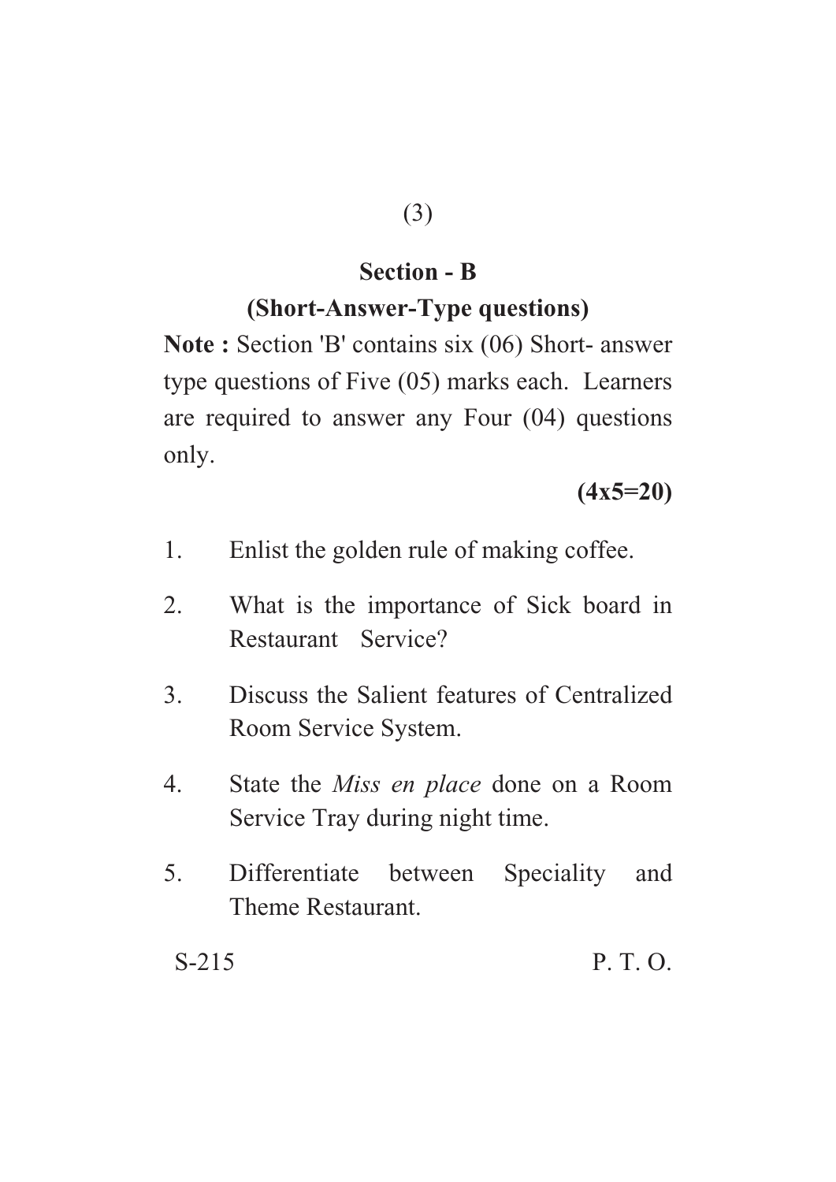## Section - B

### (Short-Answer-Type questions)

**Note :** Section 'B' contains six (06) Short- answer type questions of Five (05) marks each. Learners are required to answer any Four (04) questions only.

**(4x5=20)**

1. Enlist the golden rule of making coffee.

2. What is the importance of Sick board in Restaurant Service?

3. Discuss the Salient features of Centralized Room Service System.

4. State the *Miss en place* done on a Room Service Tray during night time.

5. Differentiate between Speciality and Theme Restaurant.

S-215 P. T. O.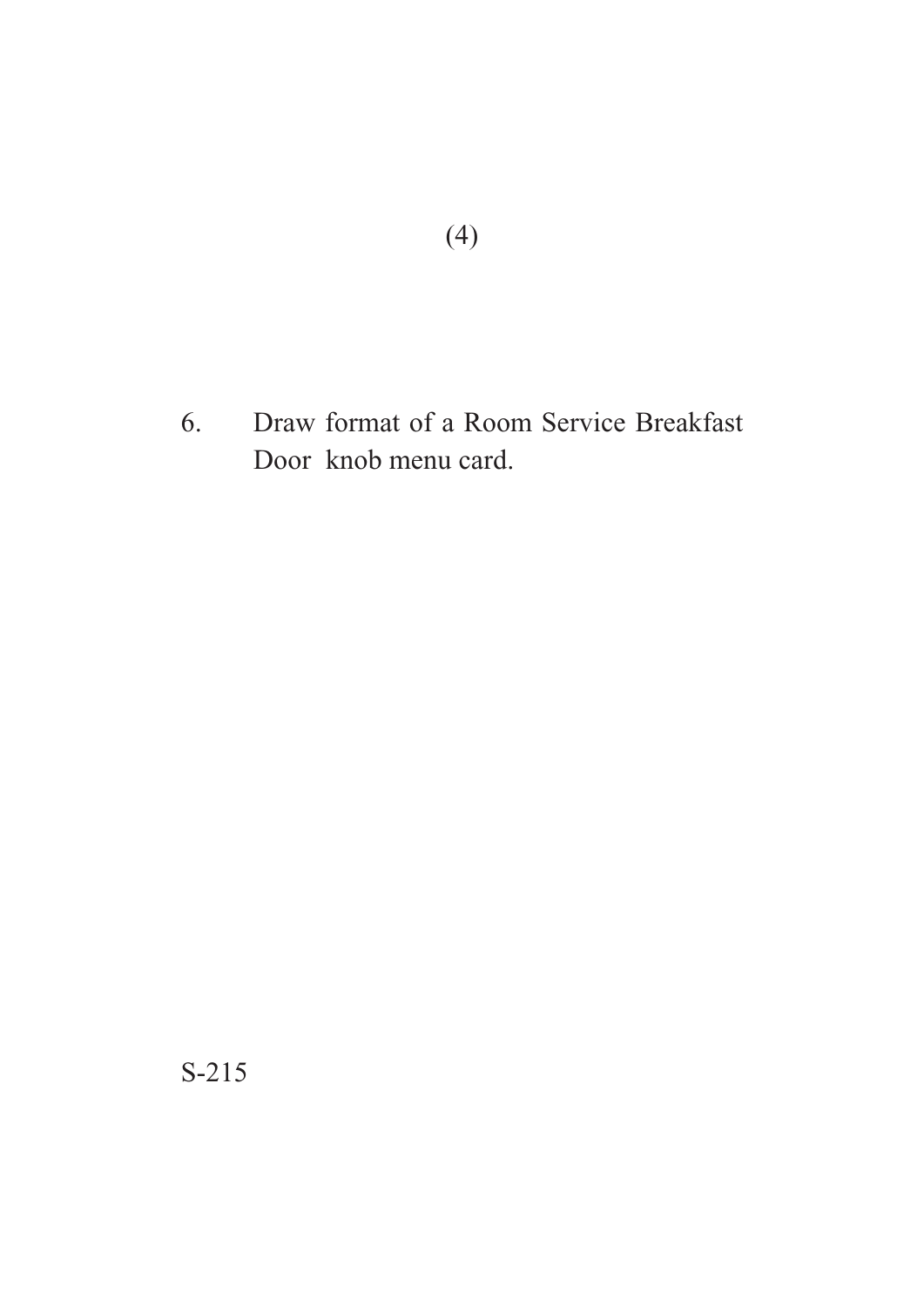6. Draw format of a Room Service Breakfast Door knob menu card.

S-215